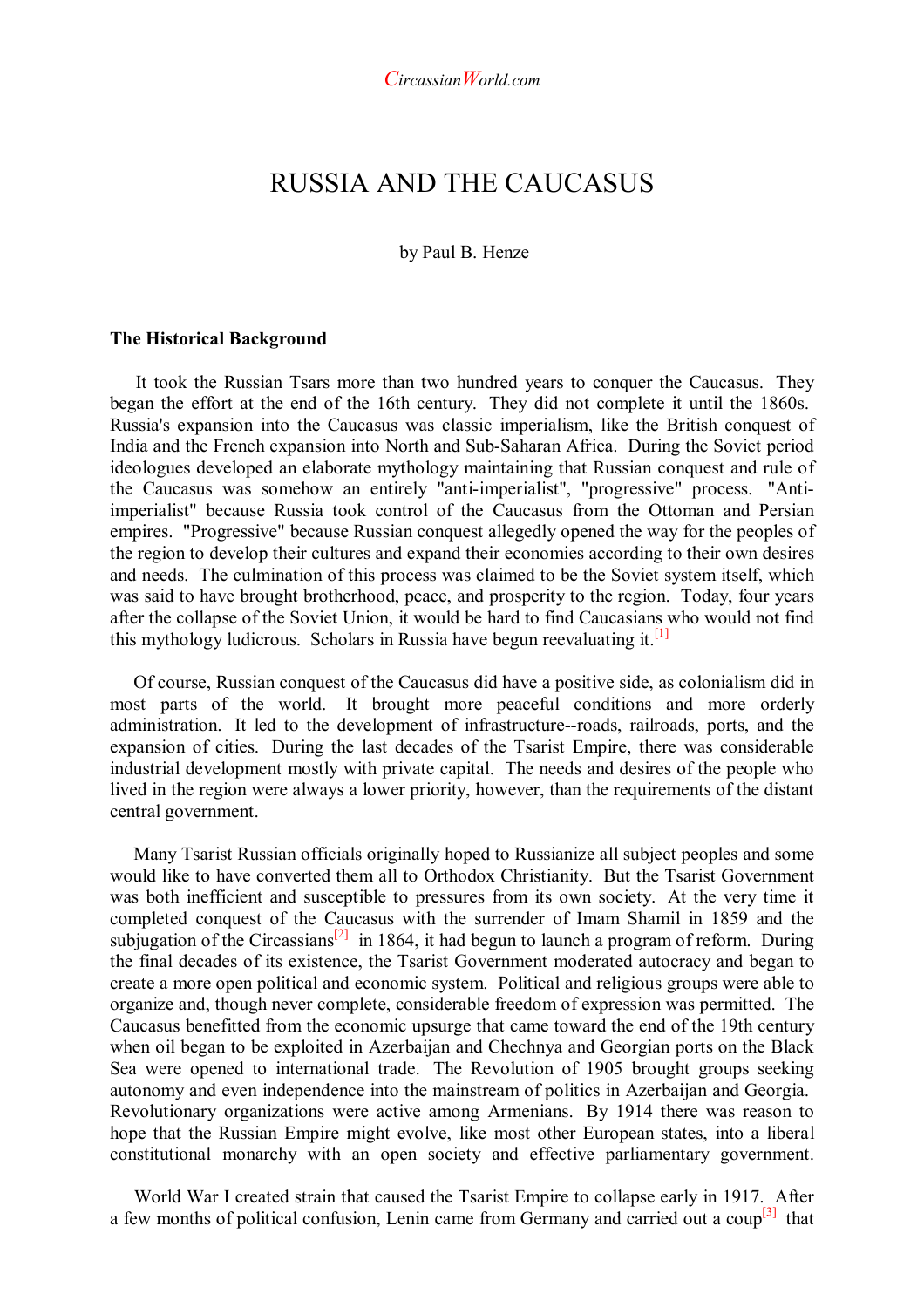# RUSSIA AND THE CAUCASUS

by Paul B. Henze

## The Historical Background

It took the Russian Tsars more than two hundred years to conquer the Caucasus. They began the effort at the end of the 16th century. They did not complete it until the 1860s. Russia's expansion into the Caucasus was classic imperialism, like the British conquest of India and the French expansion into North and Sub-Saharan Africa. During the Soviet period ideologues developed an elaborate mythology maintaining that Russian conquest and rule of the Caucasus was somehow an entirely "anti-imperialist", "progressive" process. "Anti-imperialist" because Russia took control of the Caucasus from the Ottoman and Persian empires. "Progressive" because Russian conquest allegedly opened the way for the peoples of the region to develop their cultures and expand their economies according to their own desires and needs. The culmination of this process was claimed to be the Soviet system itself, which was said to have brought brotherhood, peace, and prosperity to the region. Today, four years after the collapse of the Soviet Union, it would be hard to find Caucasians who would not find this mythology ludicrous. Scholars in Russia have begun reevaluating it.[1]

Of course, Russian conquest of the Caucasus did have a positive side, as colonialism did in most parts of the world. It brought more peaceful conditions and more orderly administration. It led to the development of infrastructure--roads, railroads, ports, and the expansion of cities. During the last decades of the Tsarist Empire, there was considerable industrial development mostly with private capital. The needs and desires of the people who lived in the region were always a lower priority, however, than the requirements of the distant central government.

Many Tsarist Russian officials originally hoped to Russianize all subject peoples and some would like to have converted them all to Orthodox Christianity. But the Tsarist Government was both inefficient and susceptible to pressures from its own society. At the very time it completed conquest of the Caucasus with the surrender of Imam Shamil in 1859 and the subjugation of the Circassians[2] in 1864, it had begun to launch a program of reform. During the final decades of its existence, the Tsarist Government moderated autocracy and began to create a more open political and economic system. Political and religious groups were able to organize and, though never complete, considerable freedom of expression was permitted. The Caucasus benefitted from the economic upsurge that came toward the end of the 19th century when oil began to be exploited in Azerbaijan and Chechnya and Georgian ports on the Black Sea were opened to international trade. The Revolution of 1905 brought groups seeking autonomy and even independence into the mainstream of politics in Azerbaijan and Georgia. Revolutionary organizations were active among Armenians. By 1914 there was reason to hope that the Russian Empire might evolve, like most other European states, into a liberal constitutional monarchy with an open society and effective parliamentary government.

World War I created strain that caused the Tsarist Empire to collapse early in 1917. After a few months of political confusion, Lenin came from Germany and carried out a coup[3] that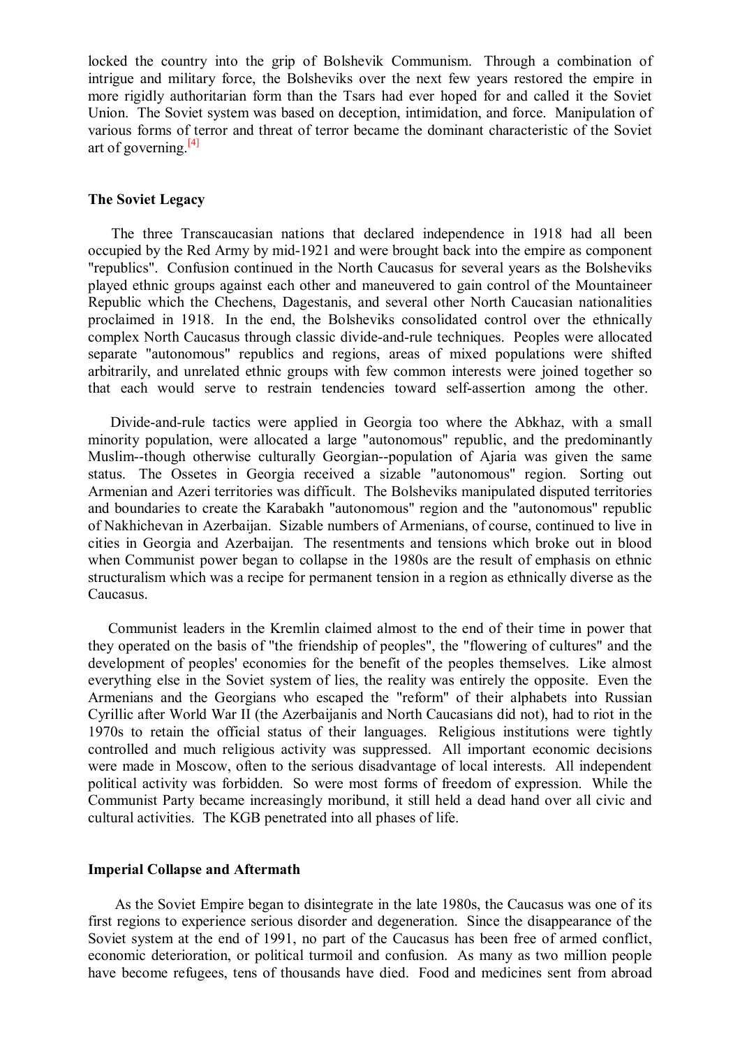locked the country into the grip of Bolshevik Communism. Through a combination of intrigue and military force, the Bolsheviks over the next few years restored the empire in more rigidly authoritarian form than the Tsars had ever hoped for and called it the Soviet Union. The Soviet system was based on deception, intimidation, and force. Manipulation of various forms of terror and threat of terror became the dominant characteristic of the Soviet art of governing.[4]

### The Soviet Legacy

The three Transcaucasian nations that declared independence in 1918 had all been occupied by the Red Army by mid-1921 and were brought back into the empire as component "republics". Confusion continued in the North Caucasus for several years as the Bolsheviks played ethnic groups against each other and maneuvered to gain control of the Mountaineer Republic which the Chechens, Dagestanis, and several other North Caucasian nationalities proclaimed in 1918. In the end, the Bolsheviks consolidated control over the ethnically complex North Caucasus through classic divide-and-rule techniques. Peoples were allocated separate "autonomous" republics and regions, areas of mixed populations were shifted arbitrarily, and unrelated ethnic groups with few common interests were joined together so that each would serve to restrain tendencies toward self-assertion among the other.

Divide-and-rule tactics were applied in Georgia too where the Abkhaz, with a small minority population, were allocated a large "autonomous" republic, and the predominantly Muslim--though otherwise culturally Georgian--population of Ajaria was given the same status. The Ossetes in Georgia received a sizable "autonomous" region. Sorting out Armenian and Azeri territories was difficult. The Bolsheviks manipulated disputed territories and boundaries to create the Karabakh "autonomous" region and the "autonomous" republic of Nakhichevan in Azerbaijan. Sizable numbers of Armenians, of course, continued to live in cities in Georgia and Azerbaijan. The resentments and tensions which broke out in blood when Communist power began to collapse in the 1980s are the result of emphasis on ethnic structuralism which was a recipe for permanent tension in a region as ethnically diverse as the Caucasus.

Communist leaders in the Kremlin claimed almost to the end of their time in power that they operated on the basis of "the friendship of peoples", the "flowering of cultures" and the development of peoples' economies for the benefit of the peoples themselves. Like almost everything else in the Soviet system of lies, the reality was entirely the opposite. Even the Armenians and the Georgians who escaped the "reform" of their alphabets into Russian Cyrillic after World War II (the Azerbaijanis and North Caucasians did not), had to riot in the 1970s to retain the official status of their languages. Religious institutions were tightly controlled and much religious activity was suppressed. All important economic decisions were made in Moscow, often to the serious disadvantage of local interests. All independent political activity was forbidden. So were most forms of freedom of expression. While the Communist Party became increasingly moribund, it still held a dead hand over all civic and cultural activities. The KGB penetrated into all phases of life.

### Imperial Collapse and Aftermath

As the Soviet Empire began to disintegrate in the late 1980s, the Caucasus was one of its first regions to experience serious disorder and degeneration. Since the disappearance of the Soviet system at the end of 1991, no part of the Caucasus has been free of armed conflict, economic deterioration, or political turmoil and confusion. As many as two million people have become refugees, tens of thousands have died. Food and medicines sent from abroad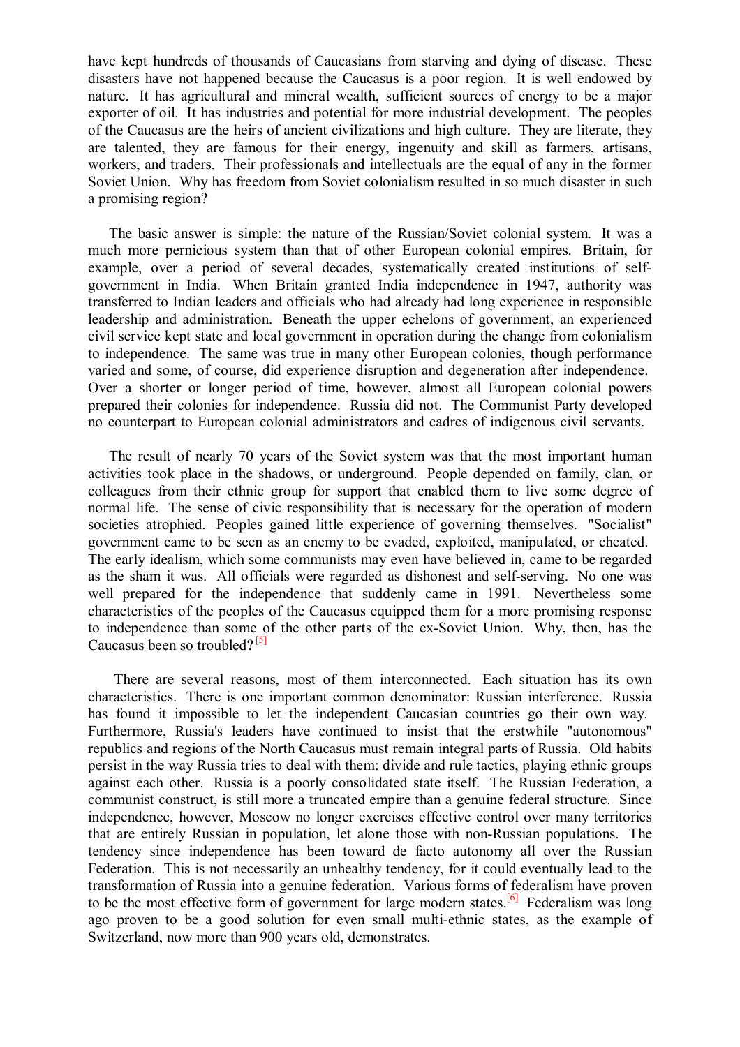have kept hundreds of thousands of Caucasians from starving and dying of disease. These disasters have not happened because the Caucasus is a poor region. It is well endowed by nature. It has agricultural and mineral wealth, sufficient sources of energy to be a major exporter of oil. It has industries and potential for more industrial development. The peoples of the Caucasus are the heirs of ancient civilizations and high culture. They are literate, they are talented, they are famous for their energy, ingenuity and skill as farmers, artisans, workers, and traders. Their professionals and intellectuals are the equal of any in the former Soviet Union. Why has freedom from Soviet colonialism resulted in so much disaster in such a promising region?

The basic answer is simple: the nature of the Russian/Soviet colonial system. It was a much more pernicious system than that of other European colonial empires. Britain, for example, over a period of several decades, systematically created institutions of self-government in India. When Britain granted India independence in 1947, authority was transferred to Indian leaders and officials who had already had long experience in responsible leadership and administration. Beneath the upper echelons of government, an experienced civil service kept state and local government in operation during the change from colonialism to independence. The same was true in many other European colonies, though performance varied and some, of course, did experience disruption and degeneration after independence. Over a shorter or longer period of time, however, almost all European colonial powers prepared their colonies for independence. Russia did not. The Communist Party developed no counterpart to European colonial administrators and cadres of indigenous civil servants.

The result of nearly 70 years of the Soviet system was that the most important human activities took place in the shadows, or underground. People depended on family, clan, or colleagues from their ethnic group for support that enabled them to live some degree of normal life. The sense of civic responsibility that is necessary for the operation of modern societies atrophied. Peoples gained little experience of governing themselves. "Socialist" government came to be seen as an enemy to be evaded, exploited, manipulated, or cheated. The early idealism, which some communists may even have believed in, came to be regarded as the sham it was. All officials were regarded as dishonest and self-serving. No one was well prepared for the independence that suddenly came in 1991. Nevertheless some characteristics of the peoples of the Caucasus equipped them for a more promising response to independence than some of the other parts of the ex-Soviet Union. Why, then, has the Caucasus been so troubled? [5]

There are several reasons, most of them interconnected. Each situation has its own characteristics. There is one important common denominator: Russian interference. Russia has found it impossible to let the independent Caucasian countries go their own way. Furthermore, Russia's leaders have continued to insist that the erstwhile "autonomous" republics and regions of the North Caucasus must remain integral parts of Russia. Old habits persist in the way Russia tries to deal with them: divide and rule tactics, playing ethnic groups against each other. Russia is a poorly consolidated state itself. The Russian Federation, a communist construct, is still more a truncated empire than a genuine federal structure. Since independence, however, Moscow no longer exercises effective control over many territories that are entirely Russian in population, let alone those with non-Russian populations. The tendency since independence has been toward de facto autonomy all over the Russian Federation. This is not necessarily an unhealthy tendency, for it could eventually lead to the transformation of Russia into a genuine federation. Various forms of federalism have proven to be the most effective form of government for large modern states.[6] Federalism was long ago proven to be a good solution for even small multi-ethnic states, as the example of Switzerland, now more than 900 years old, demonstrates.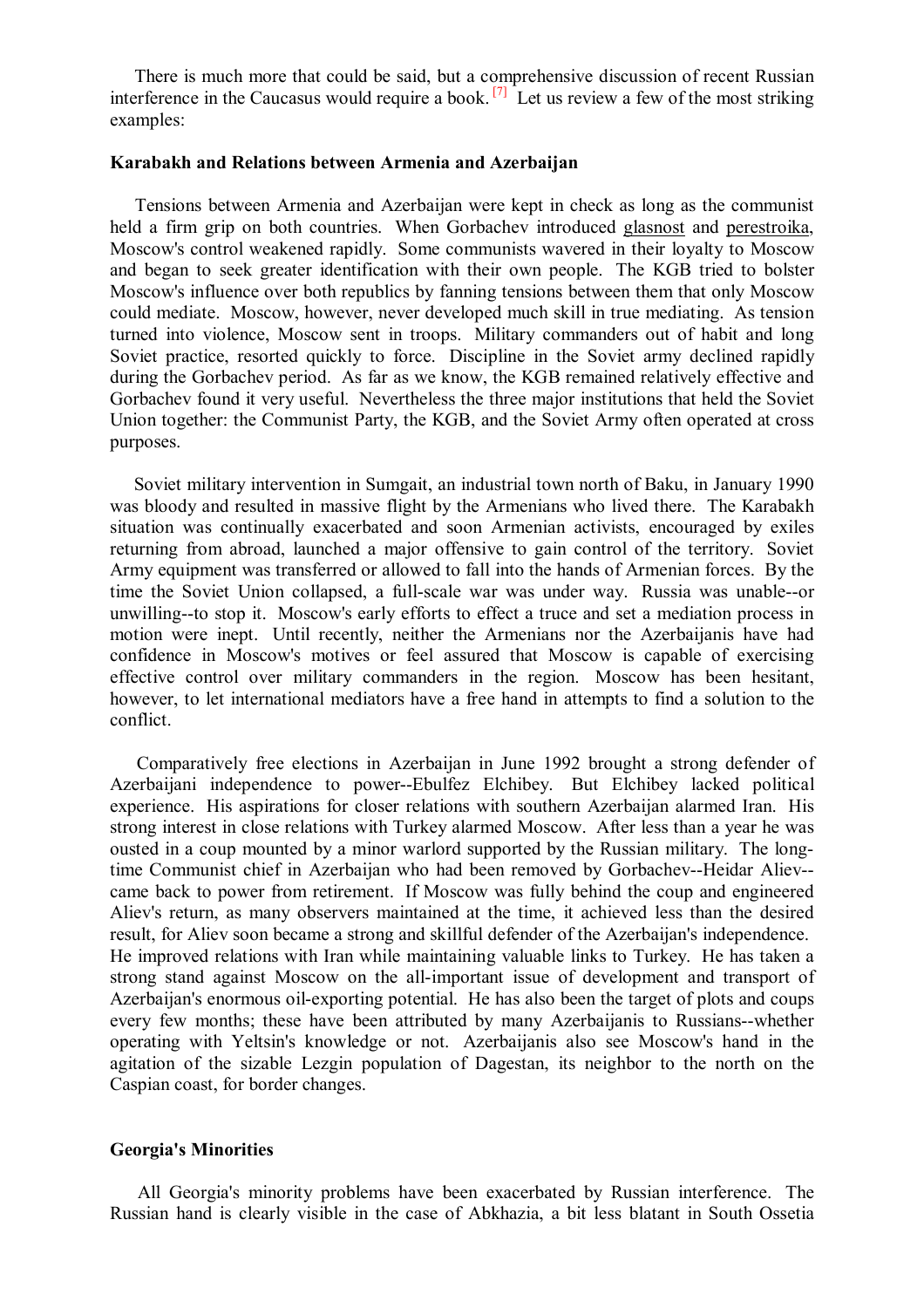There is much more that could be said, but a comprehensive discussion of recent Russian interference in the Caucasus would require a book.[7] Let us review a few of the most striking examples:

### Karabakh and Relations between Armenia and Azerbaijan

Tensions between Armenia and Azerbaijan were kept in check as long as the communist held a firm grip on both countries. When Gorbachev introduced glasnost and perestroika, Moscow's control weakened rapidly. Some communists wavered in their loyalty to Moscow and began to seek greater identification with their own people. The KGB tried to bolster Moscow's influence over both republics by fanning tensions between them that only Moscow could mediate. Moscow, however, never developed much skill in true mediating. As tension turned into violence, Moscow sent in troops. Military commanders out of habit and long Soviet practice, resorted quickly to force. Discipline in the Soviet army declined rapidly during the Gorbachev period. As far as we know, the KGB remained relatively effective and Gorbachev found it very useful. Nevertheless the three major institutions that held the Soviet Union together: the Communist Party, the KGB, and the Soviet Army often operated at cross purposes.

Soviet military intervention in Sumgait, an industrial town north of Baku, in January 1990 was bloody and resulted in massive flight by the Armenians who lived there. The Karabakh situation was continually exacerbated and soon Armenian activists, encouraged by exiles returning from abroad, launched a major offensive to gain control of the territory. Soviet Army equipment was transferred or allowed to fall into the hands of Armenian forces. By the time the Soviet Union collapsed, a full-scale war was under way. Russia was unable--or unwilling--to stop it. Moscow's early efforts to effect a truce and set a mediation process in motion were inept. Until recently, neither the Armenians nor the Azerbaijanis have had confidence in Moscow's motives or feel assured that Moscow is capable of exercising effective control over military commanders in the region. Moscow has been hesitant, however, to let international mediators have a free hand in attempts to find a solution to the conflict.

Comparatively free elections in Azerbaijan in June 1992 brought a strong defender of Azerbaijani independence to power--Ebulfez Elchibey. But Elchibey lacked political experience. His aspirations for closer relations with southern Azerbaijan alarmed Iran. His strong interest in close relations with Turkey alarmed Moscow. After less than a year he was ousted in a coup mounted by a minor warlord supported by the Russian military. The long-time Communist chief in Azerbaijan who had been removed by Gorbachev--Heidar Aliev--came back to power from retirement. If Moscow was fully behind the coup and engineered Aliev's return, as many observers maintained at the time, it achieved less than the desired result, for Aliev soon became a strong and skillful defender of the Azerbaijan's independence. He improved relations with Iran while maintaining valuable links to Turkey. He has taken a strong stand against Moscow on the all-important issue of development and transport of Azerbaijan's enormous oil-exporting potential. He has also been the target of plots and coups every few months; these have been attributed by many Azerbaijanis to Russians--whether operating with Yeltsin's knowledge or not. Azerbaijanis also see Moscow's hand in the agitation of the sizable Lezgin population of Dagestan, its neighbor to the north on the Caspian coast, for border changes.

### Georgia's Minorities

All Georgia's minority problems have been exacerbated by Russian interference. The Russian hand is clearly visible in the case of Abkhazia, a bit less blatant in South Ossetia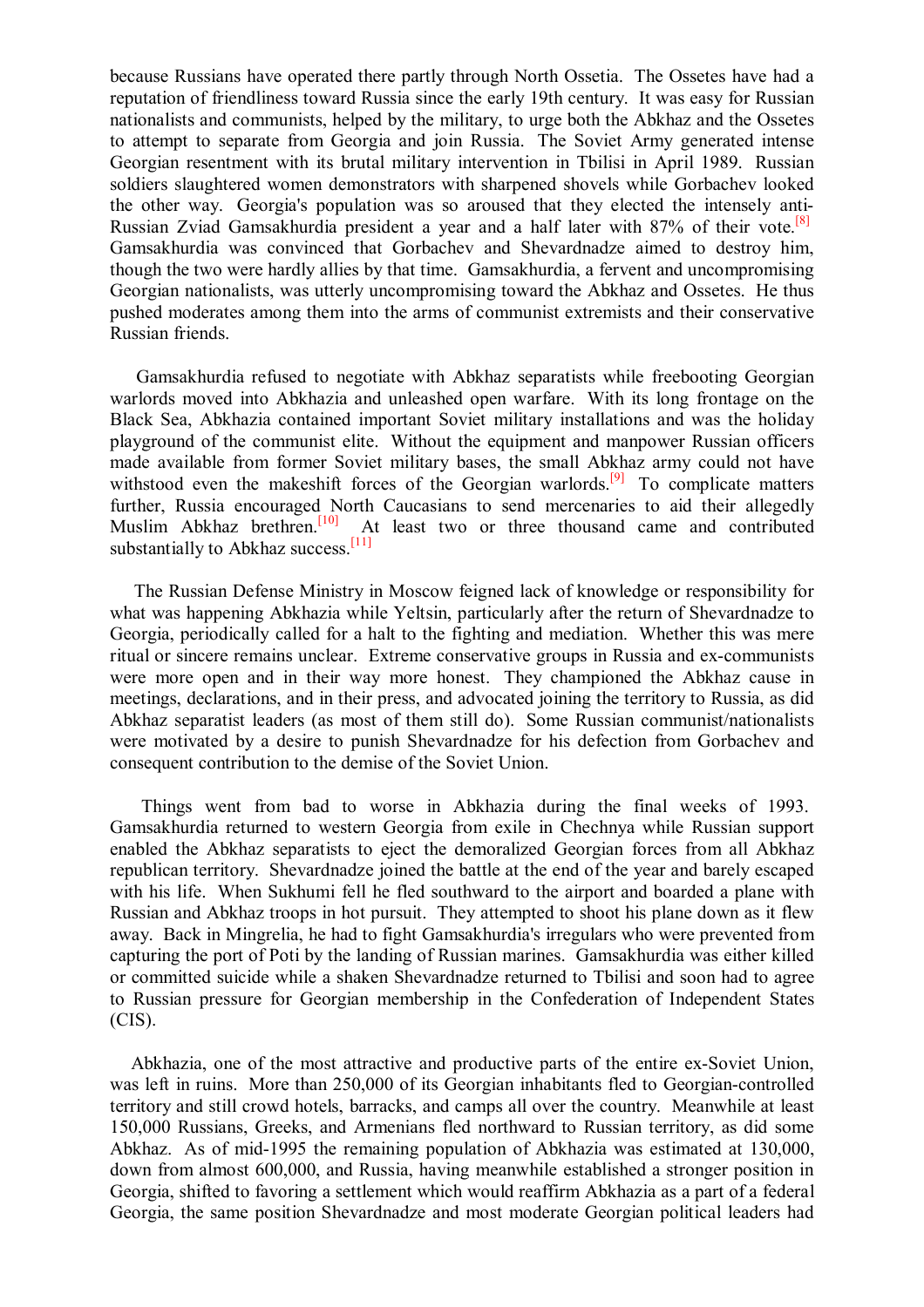because Russians have operated there partly through North Ossetia. The Ossetes have had a reputation of friendliness toward Russia since the early 19th century. It was easy for Russian nationalists and communists, helped by the military, to urge both the Abkhaz and the Ossetes to attempt to separate from Georgia and join Russia. The Soviet Army generated intense Georgian resentment with its brutal military intervention in Tbilisi in April 1989. Russian soldiers slaughtered women demonstrators with sharpened shovels while Gorbachev looked the other way. Georgia's population was so aroused that they elected the intensely anti-Russian Zviad Gamsakhurdia president a year and a half later with 87% of their vote.[8] Gamsakhurdia was convinced that Gorbachev and Shevardnadze aimed to destroy him, though the two were hardly allies by that time. Gamsakhurdia, a fervent and uncompromising Georgian nationalists, was utterly uncompromising toward the Abkhaz and Ossetes. He thus pushed moderates among them into the arms of communist extremists and their conservative Russian friends.

Gamsakhurdia refused to negotiate with Abkhaz separatists while freebooting Georgian warlords moved into Abkhazia and unleashed open warfare. With its long frontage on the Black Sea, Abkhazia contained important Soviet military installations and was the holiday playground of the communist elite. Without the equipment and manpower Russian officers made available from former Soviet military bases, the small Abkhaz army could not have withstood even the makeshift forces of the Georgian warlords.[9] To complicate matters further, Russia encouraged North Caucasians to send mercenaries to aid their allegedly Muslim Abkhaz brethren.[10] At least two or three thousand came and contributed substantially to Abkhaz success.[11]

The Russian Defense Ministry in Moscow feigned lack of knowledge or responsibility for what was happening Abkhazia while Yeltsin, particularly after the return of Shevardnadze to Georgia, periodically called for a halt to the fighting and mediation. Whether this was mere ritual or sincere remains unclear. Extreme conservative groups in Russia and ex-communists were more open and in their way more honest. They championed the Abkhaz cause in meetings, declarations, and in their press, and advocated joining the territory to Russia, as did Abkhaz separatist leaders (as most of them still do). Some Russian communist/nationalists were motivated by a desire to punish Shevardnadze for his defection from Gorbachev and consequent contribution to the demise of the Soviet Union.

Things went from bad to worse in Abkhazia during the final weeks of 1993. Gamsakhurdia returned to western Georgia from exile in Chechnya while Russian support enabled the Abkhaz separatists to eject the demoralized Georgian forces from all Abkhaz republican territory. Shevardnadze joined the battle at the end of the year and barely escaped with his life. When Sukhumi fell he fled southward to the airport and boarded a plane with Russian and Abkhaz troops in hot pursuit. They attempted to shoot his plane down as it flew away. Back in Mingrelia, he had to fight Gamsakhurdia's irregulars who were prevented from capturing the port of Poti by the landing of Russian marines. Gamsakhurdia was either killed or committed suicide while a shaken Shevardnadze returned to Tbilisi and soon had to agree to Russian pressure for Georgian membership in the Confederation of Independent States (CIS).

Abkhazia, one of the most attractive and productive parts of the entire ex-Soviet Union, was left in ruins. More than 250,000 of its Georgian inhabitants fled to Georgian-controlled territory and still crowd hotels, barracks, and camps all over the country. Meanwhile at least 150,000 Russians, Greeks, and Armenians fled northward to Russian territory, as did some Abkhaz. As of mid-1995 the remaining population of Abkhazia was estimated at 130,000, down from almost 600,000, and Russia, having meanwhile established a stronger position in Georgia, shifted to favoring a settlement which would reaffirm Abkhazia as a part of a federal Georgia, the same position Shevardnadze and most moderate Georgian political leaders had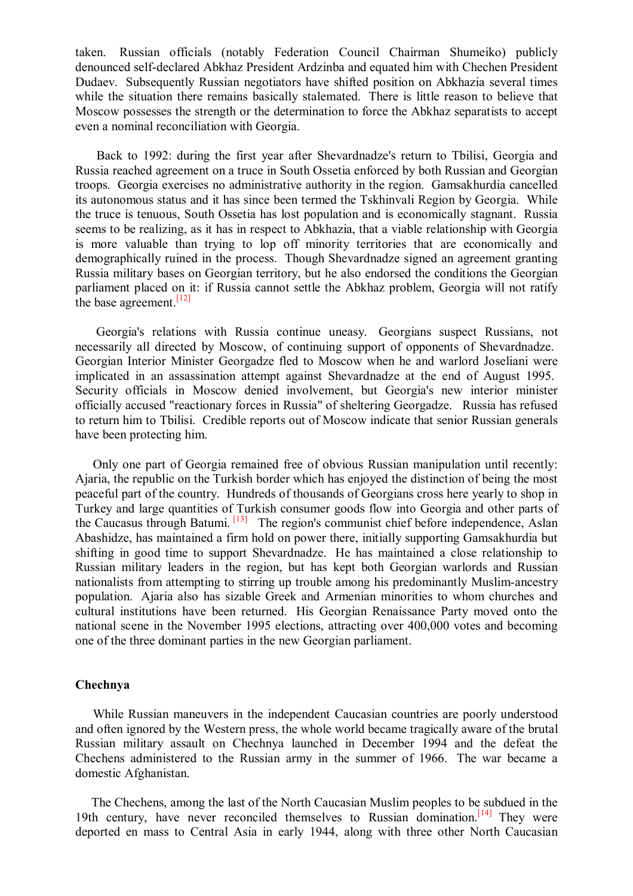taken. Russian officials (notably Federation Council Chairman Shumeiko) publicly denounced self-declared Abkhaz President Ardzinba and equated him with Chechen President Dudaev. Subsequently Russian negotiators have shifted position on Abkhazia several times while the situation there remains basically stalemated. There is little reason to believe that Moscow possesses the strength or the determination to force the Abkhaz separatists to accept even a nominal reconciliation with Georgia.

Back to 1992: during the first year after Shevardnadze's return to Tbilisi, Georgia and Russia reached agreement on a truce in South Ossetia enforced by both Russian and Georgian troops. Georgia exercises no administrative authority in the region. Gamsakhurdia cancelled its autonomous status and it has since been termed the Tskhinvali Region by Georgia. While the truce is tenuous, South Ossetia has lost population and is economically stagnant. Russia seems to be realizing, as it has in respect to Abkhazia, that a viable relationship with Georgia is more valuable than trying to lop off minority territories that are economically and demographically ruined in the process. Though Shevardnadze signed an agreement granting Russia military bases on Georgian territory, but he also endorsed the conditions the Georgian parliament placed on it: if Russia cannot settle the Abkhaz problem, Georgia will not ratify the base agreement.[12]

Georgia's relations with Russia continue uneasy. Georgians suspect Russians, not necessarily all directed by Moscow, of continuing support of opponents of Shevardnadze. Georgian Interior Minister Georgadze fled to Moscow when he and warlord Joseliani were implicated in an assassination attempt against Shevardnadze at the end of August 1995. Security officials in Moscow denied involvement, but Georgia's new interior minister officially accused "reactionary forces in Russia" of sheltering Georgadze. Russia has refused to return him to Tbilisi. Credible reports out of Moscow indicate that senior Russian generals have been protecting him.

Only one part of Georgia remained free of obvious Russian manipulation until recently: Ajaria, the republic on the Turkish border which has enjoyed the distinction of being the most peaceful part of the country. Hundreds of thousands of Georgians cross here yearly to shop in Turkey and large quantities of Turkish consumer goods flow into Georgia and other parts of the Caucasus through Batumi. [13] The region's communist chief before independence, Aslan Abashidze, has maintained a firm hold on power there, initially supporting Gamsakhurdia but shifting in good time to support Shevardnadze. He has maintained a close relationship to Russian military leaders in the region, but has kept both Georgian warlords and Russian nationalists from attempting to stirring up trouble among his predominantly Muslim-ancestry population. Ajaria also has sizable Greek and Armenian minorities to whom churches and cultural institutions have been returned. His Georgian Renaissance Party moved onto the national scene in the November 1995 elections, attracting over 400,000 votes and becoming one of the three dominant parties in the new Georgian parliament.

**Chechnya**

While Russian maneuvers in the independent Caucasian countries are poorly understood and often ignored by the Western press, the whole world became tragically aware of the brutal Russian military assault on Chechnya launched in December 1994 and the defeat the Chechens administered to the Russian army in the summer of 1966. The war became a domestic Afghanistan.

The Chechens, among the last of the North Caucasian Muslim peoples to be subdued in the 19th century, have never reconciled themselves to Russian domination.[14] They were deported en mass to Central Asia in early 1944, along with three other North Caucasian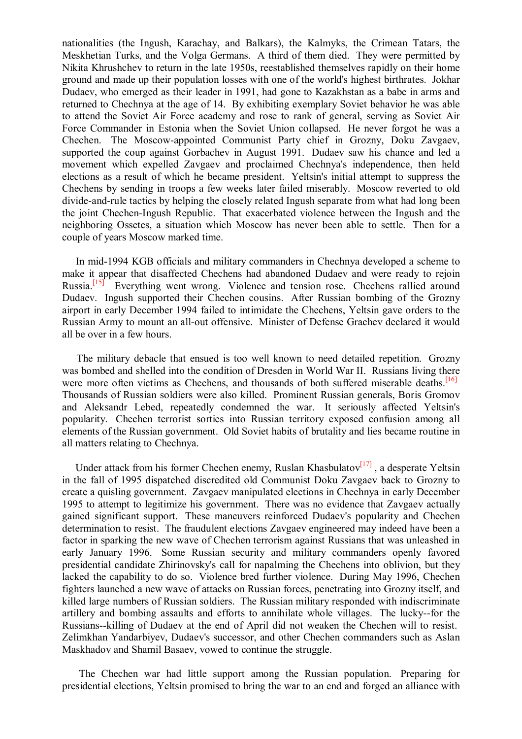nationalities (the Ingush, Karachay, and Balkars), the Kalmyks, the Crimean Tatars, the Meskhetian Turks, and the Volga Germans. A third of them died. They were permitted by Nikita Khrushchev to return in the late 1950s, reestablished themselves rapidly on their home ground and made up their population losses with one of the world's highest birthrates. Jokhar Dudaev, who emerged as their leader in 1991, had gone to Kazakhstan as a babe in arms and returned to Chechnya at the age of 14. By exhibiting exemplary Soviet behavior he was able to attend the Soviet Air Force academy and rose to rank of general, serving as Soviet Air Force Commander in Estonia when the Soviet Union collapsed. He never forgot he was a Chechen. The Moscow-appointed Communist Party chief in Grozny, Doku Zavgaev, supported the coup against Gorbachev in August 1991. Dudaev saw his chance and led a movement which expelled Zavgaev and proclaimed Chechnya's independence, then held elections as a result of which he became president. Yeltsin's initial attempt to suppress the Chechens by sending in troops a few weeks later failed miserably. Moscow reverted to old divide-and-rule tactics by helping the closely related Ingush separate from what had long been the joint Chechen-Ingush Republic. That exacerbated violence between the Ingush and the neighboring Ossetes, a situation which Moscow has never been able to settle. Then for a couple of years Moscow marked time.

In mid-1994 KGB officials and military commanders in Chechnya developed a scheme to make it appear that disaffected Chechens had abandoned Dudaev and were ready to rejoin Russia.[15] Everything went wrong. Violence and tension rose. Chechens rallied around Dudaev. Ingush supported their Chechen cousins. After Russian bombing of the Grozny airport in early December 1994 failed to intimidate the Chechens, Yeltsin gave orders to the Russian Army to mount an all-out offensive. Minister of Defense Grachev declared it would all be over in a few hours.

The military debacle that ensued is too well known to need detailed repetition. Grozny was bombed and shelled into the condition of Dresden in World War II. Russians living there were more often victims as Chechens, and thousands of both suffered miserable deaths.[16] Thousands of Russian soldiers were also killed. Prominent Russian generals, Boris Gromov and Aleksandr Lebed, repeatedly condemned the war. It seriously affected Yeltsin's popularity. Chechen terrorist sorties into Russian territory exposed confusion among all elements of the Russian government. Old Soviet habits of brutality and lies became routine in all matters relating to Chechnya.

Under attack from his former Chechen enemy, Ruslan Khasbulatov[17] , a desperate Yeltsin in the fall of 1995 dispatched discredited old Communist Doku Zavgaev back to Grozny to create a quisling government. Zavgaev manipulated elections in Chechnya in early December 1995 to attempt to legitimize his government. There was no evidence that Zavgaev actually gained significant support. These maneuvers reinforced Dudaev's popularity and Chechen determination to resist. The fraudulent elections Zavgaev engineered may indeed have been a factor in sparking the new wave of Chechen terrorism against Russians that was unleashed in early January 1996. Some Russian security and military commanders openly favored presidential candidate Zhirinovsky's call for napalming the Chechens into oblivion, but they lacked the capability to do so. Violence bred further violence. During May 1996, Chechen fighters launched a new wave of attacks on Russian forces, penetrating into Grozny itself, and killed large numbers of Russian soldiers. The Russian military responded with indiscriminate artillery and bombing assaults and efforts to annihilate whole villages. The lucky--for the Russians--killing of Dudaev at the end of April did not weaken the Chechen will to resist. Zelimkhan Yandarbiyev, Dudaev's successor, and other Chechen commanders such as Aslan Maskhadov and Shamil Basaev, vowed to continue the struggle.

The Chechen war had little support among the Russian population. Preparing for presidential elections, Yeltsin promised to bring the war to an end and forged an alliance with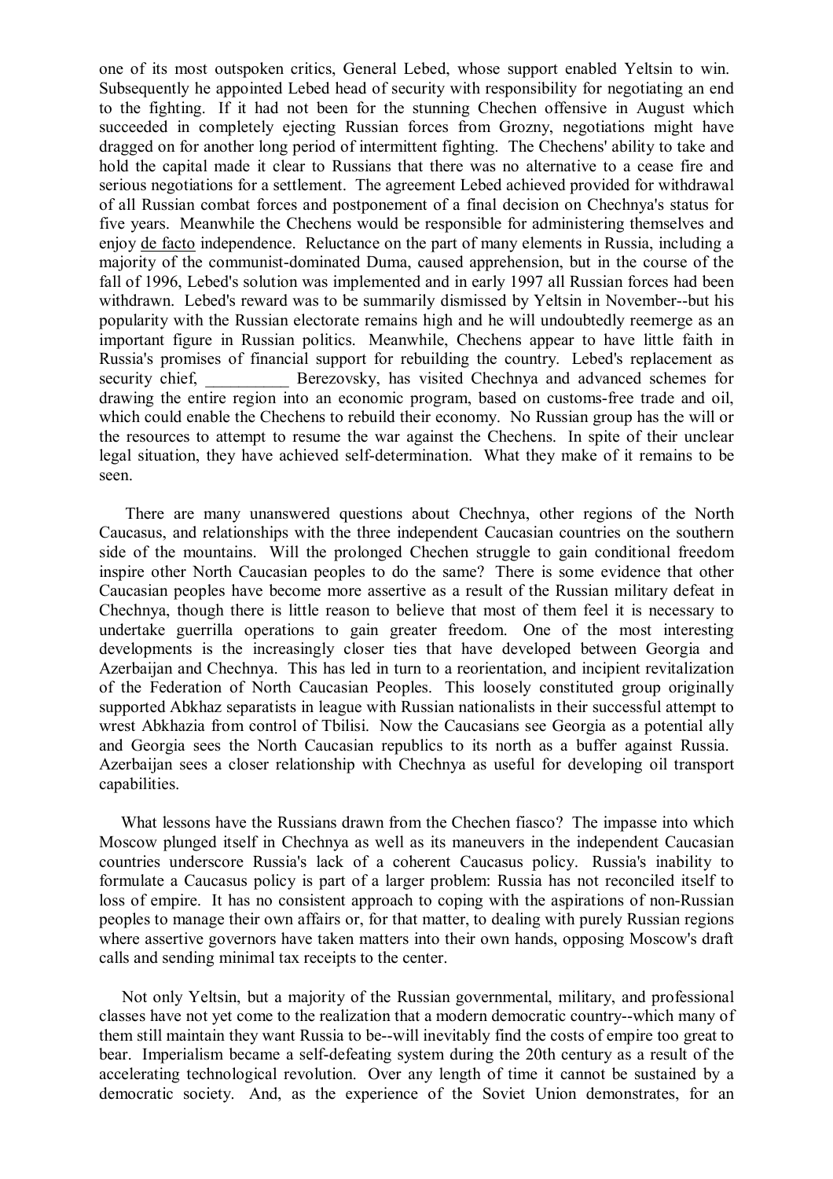one of its most outspoken critics, General Lebed, whose support enabled Yeltsin to win. Subsequently he appointed Lebed head of security with responsibility for negotiating an end to the fighting. If it had not been for the stunning Chechen offensive in August which succeeded in completely ejecting Russian forces from Grozny, negotiations might have dragged on for another long period of intermittent fighting. The Chechens' ability to take and hold the capital made it clear to Russians that there was no alternative to a cease fire and serious negotiations for a settlement. The agreement Lebed achieved provided for withdrawal of all Russian combat forces and postponement of a final decision on Chechnya's status for five years. Meanwhile the Chechens would be responsible for administering themselves and enjoy de facto independence. Reluctance on the part of many elements in Russia, including a majority of the communist-dominated Duma, caused apprehension, but in the course of the fall of 1996, Lebed's solution was implemented and in early 1997 all Russian forces had been withdrawn. Lebed's reward was to be summarily dismissed by Yeltsin in November--but his popularity with the Russian electorate remains high and he will undoubtedly reemerge as an important figure in Russian politics. Meanwhile, Chechens appear to have little faith in Russia's promises of financial support for rebuilding the country. Lebed's replacement as security chief, __________ Berezovsky, has visited Chechnya and advanced schemes for drawing the entire region into an economic program, based on customs-free trade and oil, which could enable the Chechens to rebuild their economy. No Russian group has the will or the resources to attempt to resume the war against the Chechens. In spite of their unclear legal situation, they have achieved self-determination. What they make of it remains to be seen.

There are many unanswered questions about Chechnya, other regions of the North Caucasus, and relationships with the three independent Caucasian countries on the southern side of the mountains. Will the prolonged Chechen struggle to gain conditional freedom inspire other North Caucasian peoples to do the same? There is some evidence that other Caucasian peoples have become more assertive as a result of the Russian military defeat in Chechnya, though there is little reason to believe that most of them feel it is necessary to undertake guerrilla operations to gain greater freedom. One of the most interesting developments is the increasingly closer ties that have developed between Georgia and Azerbaijan and Chechnya. This has led in turn to a reorientation, and incipient revitalization of the Federation of North Caucasian Peoples. This loosely constituted group originally supported Abkhaz separatists in league with Russian nationalists in their successful attempt to wrest Abkhazia from control of Tbilisi. Now the Caucasians see Georgia as a potential ally and Georgia sees the North Caucasian republics to its north as a buffer against Russia. Azerbaijan sees a closer relationship with Chechnya as useful for developing oil transport capabilities.

What lessons have the Russians drawn from the Chechen fiasco? The impasse into which Moscow plunged itself in Chechnya as well as its maneuvers in the independent Caucasian countries underscore Russia's lack of a coherent Caucasus policy. Russia's inability to formulate a Caucasus policy is part of a larger problem: Russia has not reconciled itself to loss of empire. It has no consistent approach to coping with the aspirations of non-Russian peoples to manage their own affairs or, for that matter, to dealing with purely Russian regions where assertive governors have taken matters into their own hands, opposing Moscow's draft calls and sending minimal tax receipts to the center.

Not only Yeltsin, but a majority of the Russian governmental, military, and professional classes have not yet come to the realization that a modern democratic country--which many of them still maintain they want Russia to be--will inevitably find the costs of empire too great to bear. Imperialism became a self-defeating system during the 20th century as a result of the accelerating technological revolution. Over any length of time it cannot be sustained by a democratic society. And, as the experience of the Soviet Union demonstrates, for an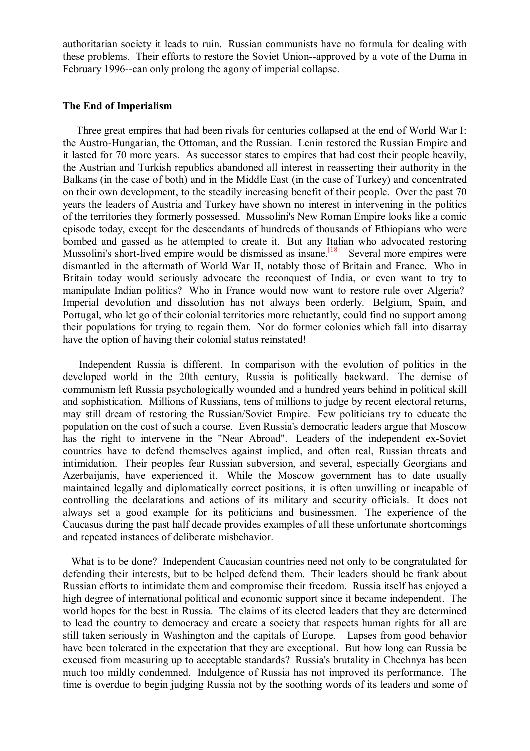authoritarian society it leads to ruin. Russian communists have no formula for dealing with these problems. Their efforts to restore the Soviet Union--approved by a vote of the Duma in February 1996--can only prolong the agony of imperial collapse.

### The End of Imperialism

Three great empires that had been rivals for centuries collapsed at the end of World War I: the Austro-Hungarian, the Ottoman, and the Russian. Lenin restored the Russian Empire and it lasted for 70 more years. As successor states to empires that had cost their people heavily, the Austrian and Turkish republics abandoned all interest in reasserting their authority in the Balkans (in the case of both) and in the Middle East (in the case of Turkey) and concentrated on their own development, to the steadily increasing benefit of their people. Over the past 70 years the leaders of Austria and Turkey have shown no interest in intervening in the politics of the territories they formerly possessed. Mussolini's New Roman Empire looks like a comic episode today, except for the descendants of hundreds of thousands of Ethiopians who were bombed and gassed as he attempted to create it. But any Italian who advocated restoring Mussolini's short-lived empire would be dismissed as insane.[18] Several more empires were dismantled in the aftermath of World War II, notably those of Britain and France. Who in Britain today would seriously advocate the reconquest of India, or even want to try to manipulate Indian politics? Who in France would now want to restore rule over Algeria? Imperial devolution and dissolution has not always been orderly. Belgium, Spain, and Portugal, who let go of their colonial territories more reluctantly, could find no support among their populations for trying to regain them. Nor do former colonies which fall into disarray have the option of having their colonial status reinstated!

Independent Russia is different. In comparison with the evolution of politics in the developed world in the 20th century, Russia is politically backward. The demise of communism left Russia psychologically wounded and a hundred years behind in political skill and sophistication. Millions of Russians, tens of millions to judge by recent electoral returns, may still dream of restoring the Russian/Soviet Empire. Few politicians try to educate the population on the cost of such a course. Even Russia's democratic leaders argue that Moscow has the right to intervene in the "Near Abroad". Leaders of the independent ex-Soviet countries have to defend themselves against implied, and often real, Russian threats and intimidation. Their peoples fear Russian subversion, and several, especially Georgians and Azerbaijanis, have experienced it. While the Moscow government has to date usually maintained legally and diplomatically correct positions, it is often unwilling or incapable of controlling the declarations and actions of its military and security officials. It does not always set a good example for its politicians and businessmen. The experience of the Caucasus during the past half decade provides examples of all these unfortunate shortcomings and repeated instances of deliberate misbehavior.

What is to be done? Independent Caucasian countries need not only to be congratulated for defending their interests, but to be helped defend them. Their leaders should be frank about Russian efforts to intimidate them and compromise their freedom. Russia itself has enjoyed a high degree of international political and economic support since it became independent. The world hopes for the best in Russia. The claims of its elected leaders that they are determined to lead the country to democracy and create a society that respects human rights for all are still taken seriously in Washington and the capitals of Europe. Lapses from good behavior have been tolerated in the expectation that they are exceptional. But how long can Russia be excused from measuring up to acceptable standards? Russia's brutality in Chechnya has been much too mildly condemned. Indulgence of Russia has not improved its performance. The time is overdue to begin judging Russia not by the soothing words of its leaders and some of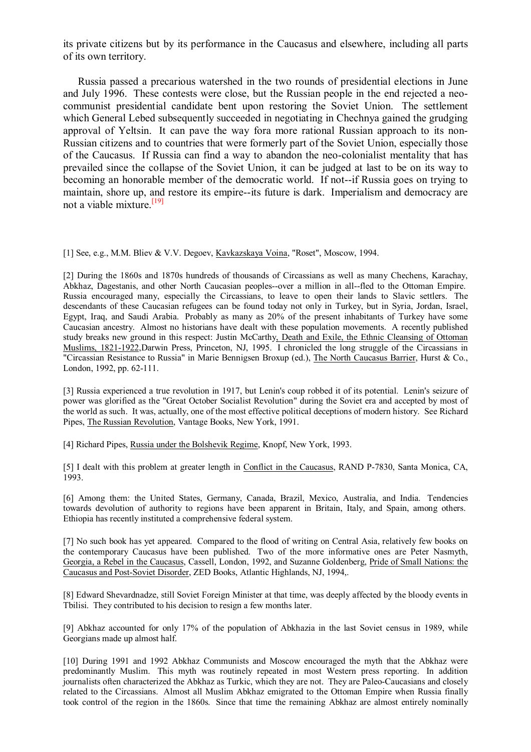its private citizens but by its performance in the Caucasus and elsewhere, including all parts of its own territory.

Russia passed a precarious watershed in the two rounds of presidential elections in June and July 1996. These contests were close, but the Russian people in the end rejected a neo-communist presidential candidate bent upon restoring the Soviet Union. The settlement which General Lebed subsequently succeeded in negotiating in Chechnya gained the grudging approval of Yeltsin. It can pave the way fora more rational Russian approach to its non-Russian citizens and to countries that were formerly part of the Soviet Union, especially those of the Caucasus. If Russia can find a way to abandon the neo-colonialist mentality that has prevailed since the collapse of the Soviet Union, it can be judged at last to be on its way to becoming an honorable member of the democratic world. If not--if Russia goes on trying to maintain, shore up, and restore its empire--its future is dark. Imperialism and democracy are not a viable mixture.[19]

[1] See, e.g., M.M. Bliev & V.V. Degoev, Kavkazskaya Voina, "Roset", Moscow, 1994.

[2] During the 1860s and 1870s hundreds of thousands of Circassians as well as many Chechens, Karachay, Abkhaz, Dagestanis, and other North Caucasian peoples--over a million in all--fled to the Ottoman Empire. Russia encouraged many, especially the Circassians, to leave to open their lands to Slavic settlers. The descendants of these Caucasian refugees can be found today not only in Turkey, but in Syria, Jordan, Israel, Egypt, Iraq, and Saudi Arabia. Probably as many as 20% of the present inhabitants of Turkey have some Caucasian ancestry. Almost no historians have dealt with these population movements. A recently published study breaks new ground in this respect: Justin McCarthy, Death and Exile, the Ethnic Cleansing of Ottoman Muslims, 1821-1922, Darwin Press, Princeton, NJ, 1995. I chronicled the long struggle of the Circassians in "Circassian Resistance to Russia" in Marie Bennigsen Broxup (ed.), The North Caucasus Barrier, Hurst & Co., London, 1992, pp. 62-111.

[3] Russia experienced a true revolution in 1917, but Lenin's coup robbed it of its potential. Lenin's seizure of power was glorified as the "Great October Socialist Revolution" during the Soviet era and accepted by most of the world as such. It was, actually, one of the most effective political deceptions of modern history. See Richard Pipes, The Russian Revolution, Vantage Books, New York, 1991.

[4] Richard Pipes, Russia under the Bolshevik Regime, Knopf, New York, 1993.

[5] I dealt with this problem at greater length in Conflict in the Caucasus, RAND P-7830, Santa Monica, CA, 1993.

[6] Among them: the United States, Germany, Canada, Brazil, Mexico, Australia, and India. Tendencies towards devolution of authority to regions have been apparent in Britain, Italy, and Spain, among others. Ethiopia has recently instituted a comprehensive federal system.

[7] No such book has yet appeared. Compared to the flood of writing on Central Asia, relatively few books on the contemporary Caucasus have been published. Two of the more informative ones are Peter Nasmyth, Georgia, a Rebel in the Caucasus, Cassell, London, 1992, and Suzanne Goldenberg, Pride of Small Nations: the Caucasus and Post-Soviet Disorder, ZED Books, Atlantic Highlands, NJ, 1994,.

[8] Edward Shevardnadze, still Soviet Foreign Minister at that time, was deeply affected by the bloody events in Tbilisi. They contributed to his decision to resign a few months later.

[9] Abkhaz accounted for only 17% of the population of Abkhazia in the last Soviet census in 1989, while Georgians made up almost half.

[10] During 1991 and 1992 Abkhaz Communists and Moscow encouraged the myth that the Abkhaz were predominantly Muslim. This myth was routinely repeated in most Western press reporting. In addition journalists often characterized the Abkhaz as Turkic, which they are not. They are Paleo-Caucasians and closely related to the Circassians. Almost all Muslim Abkhaz emigrated to the Ottoman Empire when Russia finally took control of the region in the 1860s. Since that time the remaining Abkhaz are almost entirely nominally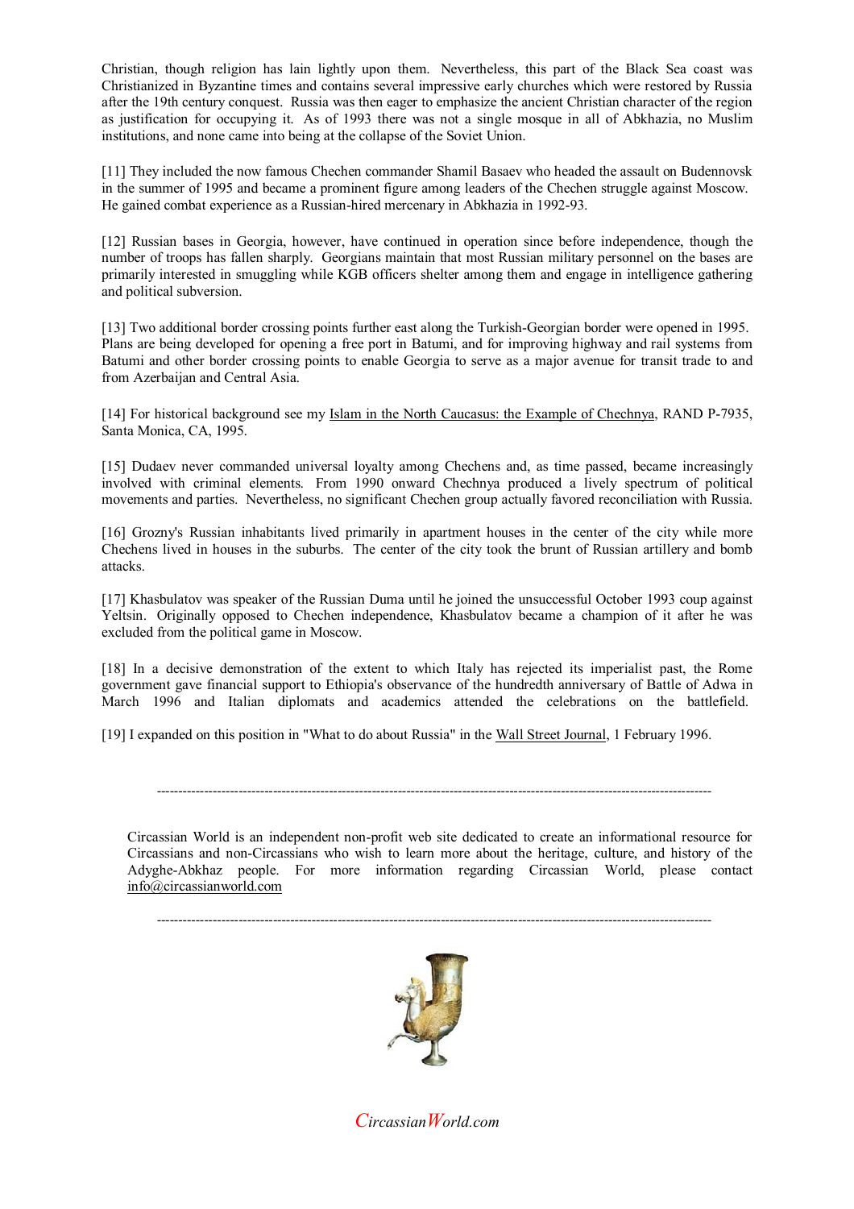Christian, though religion has lain lightly upon them. Nevertheless, this part of the Black Sea coast was Christianized in Byzantine times and contains several impressive early churches which were restored by Russia after the 19th century conquest. Russia was then eager to emphasize the ancient Christian character of the region as justification for occupying it. As of 1993 there was not a single mosque in all of Abkhazia, no Muslim institutions, and none came into being at the collapse of the Soviet Union.

[11] They included the now famous Chechen commander Shamil Basaev who headed the assault on Budennovsk in the summer of 1995 and became a prominent figure among leaders of the Chechen struggle against Moscow. He gained combat experience as a Russian-hired mercenary in Abkhazia in 1992-93.

[12] Russian bases in Georgia, however, have continued in operation since before independence, though the number of troops has fallen sharply. Georgians maintain that most Russian military personnel on the bases are primarily interested in smuggling while KGB officers shelter among them and engage in intelligence gathering and political subversion.

[13] Two additional border crossing points further east along the Turkish-Georgian border were opened in 1995. Plans are being developed for opening a free port in Batumi, and for improving highway and rail systems from Batumi and other border crossing points to enable Georgia to serve as a major avenue for transit trade to and from Azerbaijan and Central Asia.

[14] For historical background see my Islam in the North Caucasus: the Example of Chechnya, RAND P-7935, Santa Monica, CA, 1995.

[15] Dudaev never commanded universal loyalty among Chechens and, as time passed, became increasingly involved with criminal elements. From 1990 onward Chechnya produced a lively spectrum of political movements and parties. Nevertheless, no significant Chechen group actually favored reconciliation with Russia.

[16] Grozny's Russian inhabitants lived primarily in apartment houses in the center of the city while more Chechens lived in houses in the suburbs. The center of the city took the brunt of Russian artillery and bomb attacks.

[17] Khasbulatov was speaker of the Russian Duma until he joined the unsuccessful October 1993 coup against Yeltsin. Originally opposed to Chechen independence, Khasbulatov became a champion of it after he was excluded from the political game in Moscow.

[18] In a decisive demonstration of the extent to which Italy has rejected its imperialist past, the Rome government gave financial support to Ethiopia's observance of the hundredth anniversary of Battle of Adwa in March 1996 and Italian diplomats and academics attended the celebrations on the battlefield.

[19] I expanded on this position in "What to do about Russia" in the Wall Street Journal, 1 February 1996.

---

Circassian World is an independent non-profit web site dedicated to create an informational resource for Circassians and non-Circassians who wish to learn more about the heritage, culture, and history of the Adyghe-Abkhaz people. For more information regarding Circassian World, please contact info@circassianworld.com

---

*CircassianWorld.com*